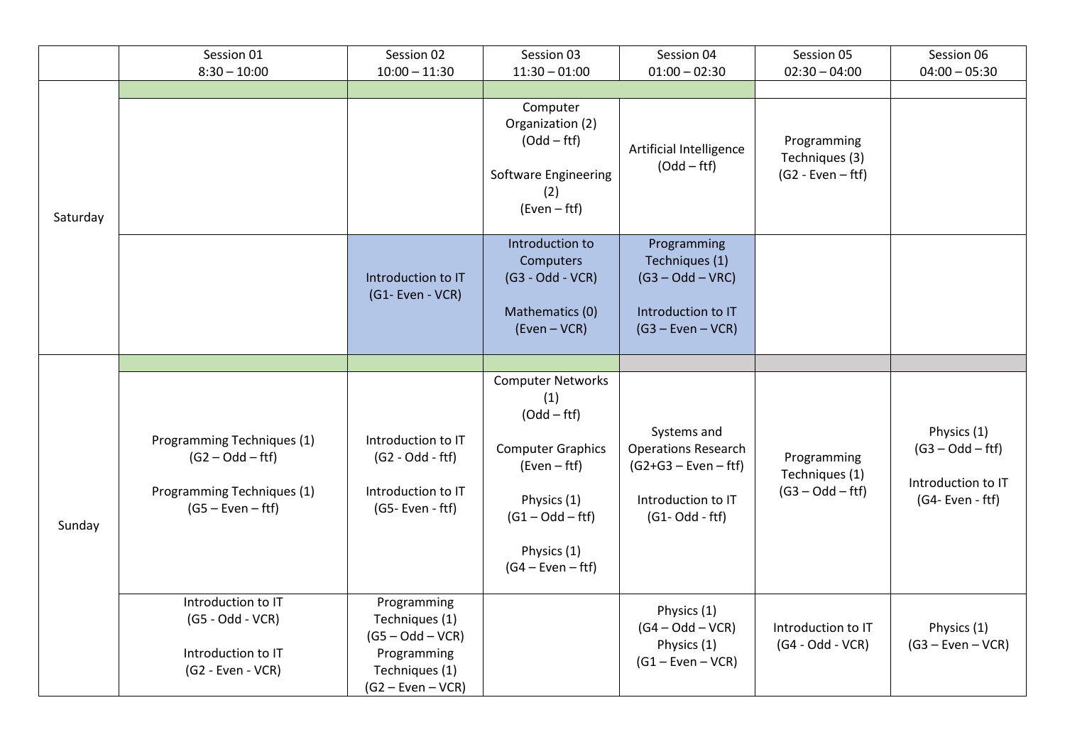| | Session 01 8:30 – 10:00 | Session 02 10:00 – 11:30 | Session 03 11:30 – 01:00 | Session 04 01:00 – 02:30 | Session 05 02:30 – 04:00 | Session 06 04:00 – 05:30 |
|---|---|---|---|---|---|---|
| Saturday | | | | | | |
| | | | Computer Organization (2) (Odd – ftf)<br><br>Software Engineering (2) (Even – ftf) | Artificial Intelligence (Odd – ftf) | Programming Techniques (3) (G2 - Even – ftf) | |
| | | Introduction to IT (G1- Even - VCR) | Introduction to Computers (G3 - Odd - VCR)<br><br>Mathematics (0) (Even – VCR) | Programming Techniques (1) (G3 – Odd – VRC)<br><br>Introduction to IT (G3 – Even – VCR) | | |
| Sunday | | | | | | |
| | Programming Techniques (1) (G2 – Odd – ftf)<br><br>Programming Techniques (1) (G5 – Even – ftf) | Introduction to IT (G2 - Odd - ftf)<br><br>Introduction to IT (G5- Even - ftf) | Computer Networks (1) (Odd – ftf)<br><br>Computer Graphics (Even – ftf)<br><br>Physics (1) (G1 – Odd – ftf)<br><br>Physics (1) (G4 – Even – ftf) | Systems and Operations Research (G2+G3 – Even – ftf)<br><br>Introduction to IT (G1- Odd - ftf) | Programming Techniques (1) (G3 – Odd – ftf) | Physics (1) (G3 – Odd – ftf)<br><br>Introduction to IT (G4- Even - ftf) |
| | Introduction to IT (G5 - Odd - VCR)<br><br>Introduction to IT (G2 - Even - VCR) | Programming Techniques (1) (G5 – Odd – VCR)<br>Programming Techniques (1) (G2 – Even – VCR) | | Physics (1) (G4 – Odd – VCR)<br>Physics (1) (G1 – Even – VCR) | Introduction to IT (G4 - Odd - VCR) | Physics (1) (G3 – Even – VCR) |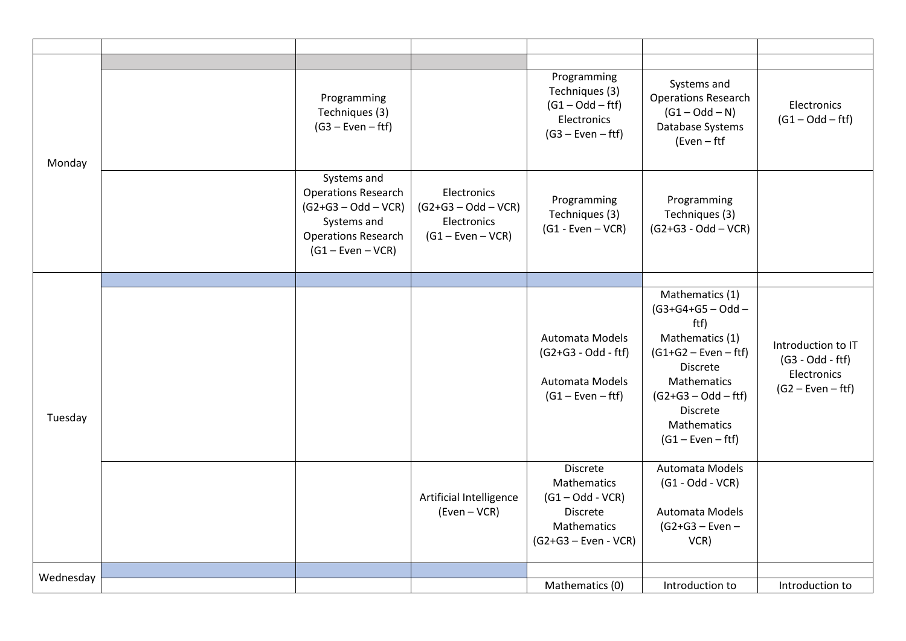| | | | | | | |
|---|---|---|---|---|---|---|
| Monday | | | | | | |
| | | Programming Techniques (3) (G3 – Even – ftf) | | Programming Techniques (3) (G1 – Odd – ftf) Electronics (G3 – Even – ftf) | Systems and Operations Research (G1 – Odd – N) Database Systems (Even – ftf | Electronics (G1 – Odd – ftf) |
| | | Systems and Operations Research (G2+G3 – Odd – VCR) Systems and Operations Research (G1 – Even – VCR) | Electronics (G2+G3 – Odd – VCR) Electronics (G1 – Even – VCR) | Programming Techniques (3) (G1 - Even – VCR) | Programming Techniques (3) (G2+G3 - Odd – VCR) | |
| Tuesday | | | | | | |
| | | | | Automata Models (G2+G3 - Odd - ftf) Automata Models (G1 – Even – ftf) | Mathematics (1) (G3+G4+G5 – Odd – ftf) Mathematics (1) (G1+G2 – Even – ftf) Discrete Mathematics (G2+G3 – Odd – ftf) Discrete Mathematics (G1 – Even – ftf) | Introduction to IT (G3 - Odd - ftf) Electronics (G2 – Even – ftf) |
| | | | Artificial Intelligence (Even – VCR) | Discrete Mathematics (G1 – Odd - VCR) Discrete Mathematics (G2+G3 – Even - VCR) | Automata Models (G1 - Odd - VCR) Automata Models (G2+G3 – Even – VCR) | |
| Wednesday | | | | | | |
| | | | | Mathematics (0) | Introduction to | Introduction to |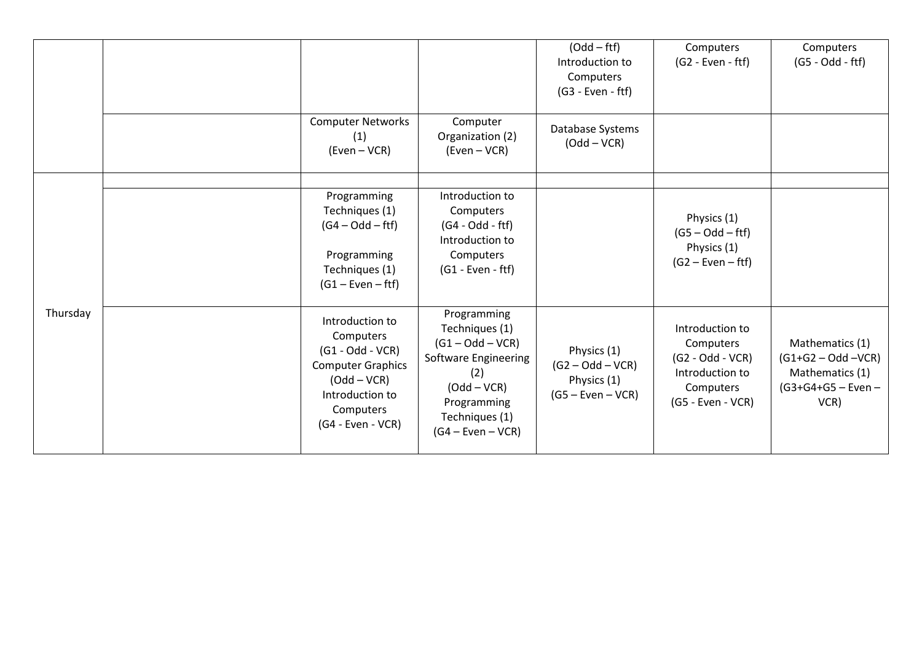| | | | | | | |
|---|---|---|---|---|---|---|
| | | | | (Odd – ftf) Introduction to Computers (G3 - Even - ftf) | Computers (G2 - Even - ftf) | Computers (G5 - Odd - ftf) |
| | | Computer Networks (1) (Even – VCR) | Computer Organization (2) (Even – VCR) | Database Systems (Odd – VCR) | | |
| Thursday | | | | | | |
| | | Programming Techniques (1) (G4 – Odd – ftf) Programming Techniques (1) (G1 – Even – ftf) | Introduction to Computers (G4 - Odd - ftf) Introduction to Computers (G1 - Even - ftf) | | Physics (1) (G5 – Odd – ftf) Physics (1) (G2 – Even – ftf) | |
| | | Introduction to Computers (G1 - Odd - VCR) Computer Graphics (Odd – VCR) Introduction to Computers (G4 - Even - VCR) | Programming Techniques (1) (G1 – Odd – VCR) Software Engineering (2) (Odd – VCR) Programming Techniques (1) (G4 – Even – VCR) | Physics (1) (G2 – Odd – VCR) Physics (1) (G5 – Even – VCR) | Introduction to Computers (G2 - Odd - VCR) Introduction to Computers (G5 - Even - VCR) | Mathematics (1) (G1+G2 – Odd –VCR) Mathematics (1) (G3+G4+G5 – Even – VCR) |